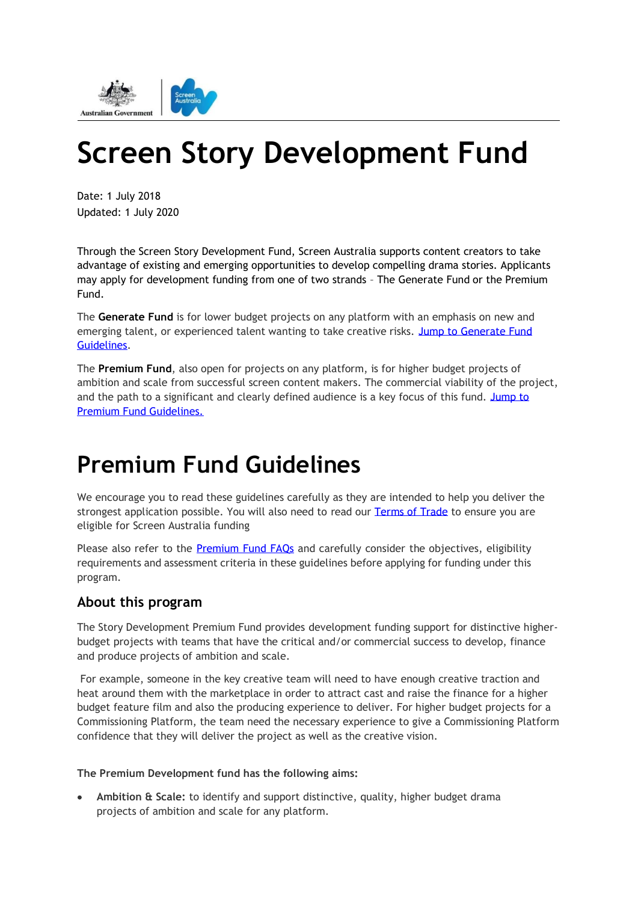# Screen Story Development Fund

Date: 1 July 2018
Updated: 1 July 2020

Through the Screen Story Development Fund, Screen Australia supports content creators to take advantage of existing and emerging opportunities to develop compelling drama stories. Applicants may apply for development funding from one of two strands – The Generate Fund or the Premium Fund.

The **Generate Fund** is for lower budget projects on any platform with an emphasis on new and emerging talent, or experienced talent wanting to take creative risks. Jump to Generate Fund Guidelines.

The **Premium Fund**, also open for projects on any platform, is for higher budget projects of ambition and scale from successful screen content makers. The commercial viability of the project, and the path to a significant and clearly defined audience is a key focus of this fund. Jump to Premium Fund Guidelines.

# Premium Fund Guidelines

We encourage you to read these guidelines carefully as they are intended to help you deliver the strongest application possible. You will also need to read our Terms of Trade to ensure you are eligible for Screen Australia funding

Please also refer to the Premium Fund FAQs and carefully consider the objectives, eligibility requirements and assessment criteria in these guidelines before applying for funding under this program.

## About this program

The Story Development Premium Fund provides development funding support for distinctive higher-budget projects with teams that have the critical and/or commercial success to develop, finance and produce projects of ambition and scale.

For example, someone in the key creative team will need to have enough creative traction and heat around them with the marketplace in order to attract cast and raise the finance for a higher budget feature film and also the producing experience to deliver. For higher budget projects for a Commissioning Platform, the team need the necessary experience to give a Commissioning Platform confidence that they will deliver the project as well as the creative vision.

**The Premium Development fund has the following aims:**

- **Ambition & Scale:** to identify and support distinctive, quality, higher budget drama projects of ambition and scale for any platform.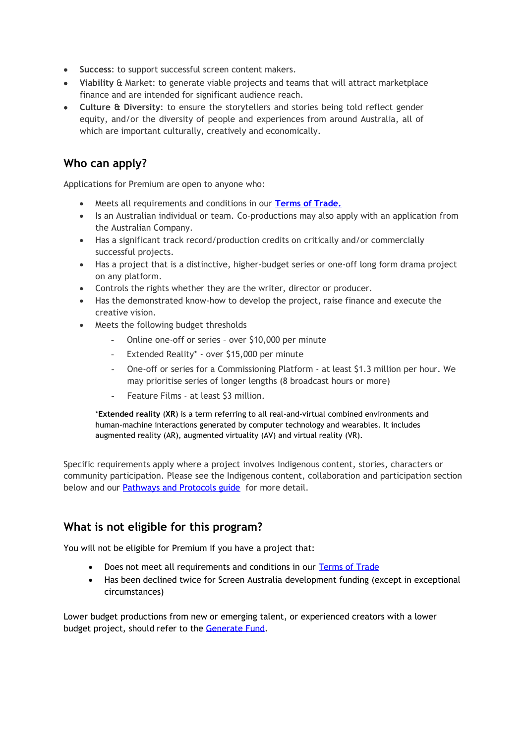- **Success**: to support successful screen content makers.
- **Viability** & Market: to generate viable projects and teams that will attract marketplace finance and are intended for significant audience reach.
- **Culture & Diversity**: to ensure the storytellers and stories being told reflect gender equity, and/or the diversity of people and experiences from around Australia, all of which are important culturally, creatively and economically.

## Who can apply?

Applications for Premium are open to anyone who:

- Meets all requirements and conditions in our [**Terms of Trade.**]()
- Is an Australian individual or team. Co-productions may also apply with an application from the Australian Company.
- Has a significant track record/production credits on critically and/or commercially successful projects.
- Has a project that is a distinctive, higher-budget series or one-off long form drama project on any platform.
- Controls the rights whether they are the writer, director or producer.
- Has the demonstrated know-how to develop the project, raise finance and execute the creative vision.
- Meets the following budget thresholds
  - Online one-off or series – over $10,000 per minute
  - Extended Reality* - over $15,000 per minute
  - One-off or series for a Commissioning Platform - at least $1.3 million per hour. We may prioritise series of longer lengths (8 broadcast hours or more)
  - Feature Films - at least $3 million.

*__Extended reality__ (**XR**) is a term referring to all real-and-virtual combined environments and human-machine interactions generated by computer technology and wearables. It includes augmented reality (AR), augmented virtuality (AV) and virtual reality (VR).

Specific requirements apply where a project involves Indigenous content, stories, characters or community participation. Please see the Indigenous content, collaboration and participation section below and our [Pathways and Protocols guide]() for more detail.

## What is not eligible for this program?

You will not be eligible for Premium if you have a project that:

- Does not meet all requirements and conditions in our [Terms of Trade]()
- Has been declined twice for Screen Australia development funding (except in exceptional circumstances)

Lower budget productions from new or emerging talent, or experienced creators with a lower budget project, should refer to the [Generate Fund]().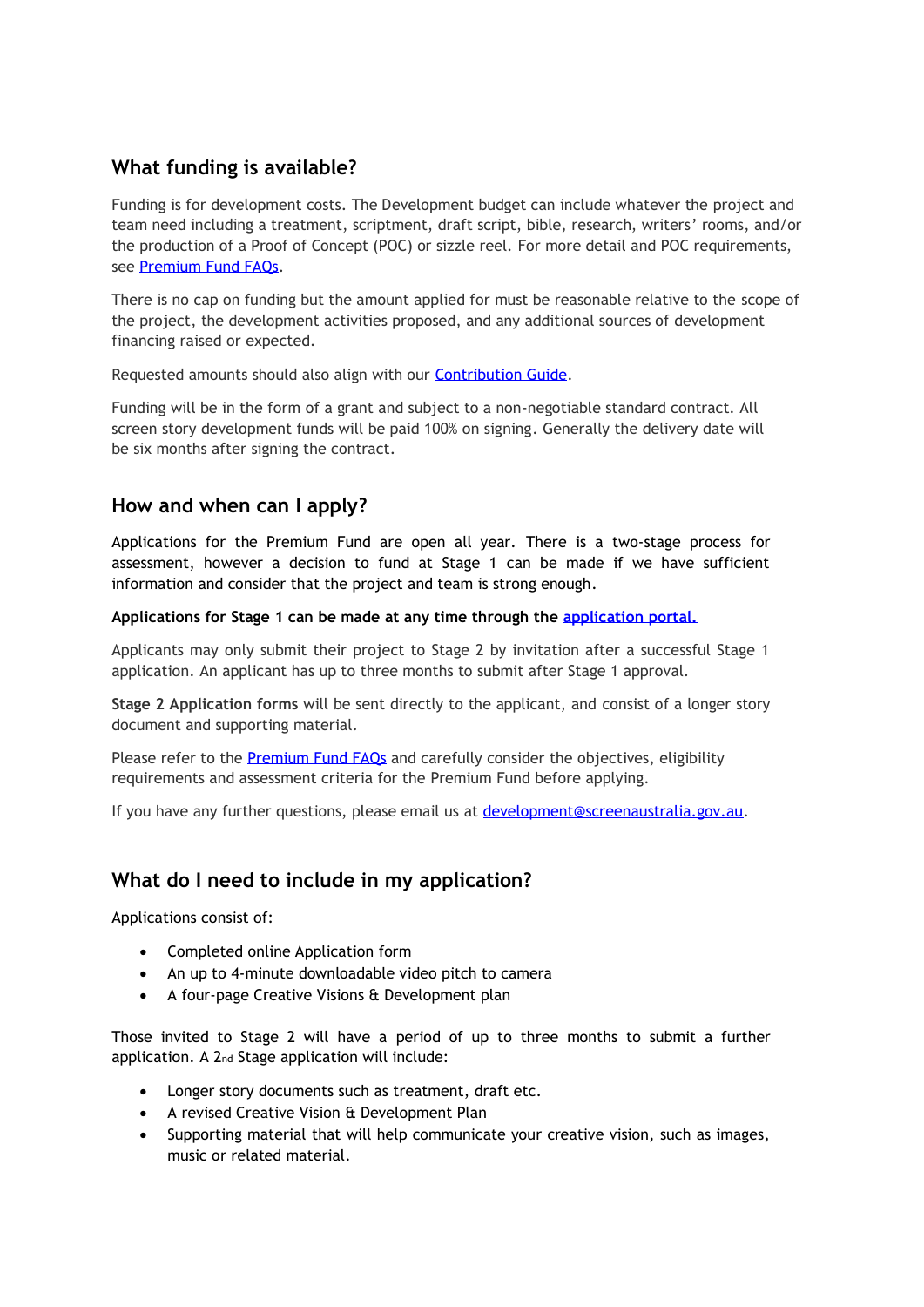## What funding is available?

Funding is for development costs. The Development budget can include whatever the project and team need including a treatment, scriptment, draft script, bible, research, writers' rooms, and/or the production of a Proof of Concept (POC) or sizzle reel. For more detail and POC requirements, see [Premium Fund FAQs](#).

There is no cap on funding but the amount applied for must be reasonable relative to the scope of the project, the development activities proposed, and any additional sources of development financing raised or expected.

Requested amounts should also align with our [Contribution Guide](#).

Funding will be in the form of a grant and subject to a non-negotiable standard contract. All screen story development funds will be paid 100% on signing. Generally the delivery date will be six months after signing the contract.

## How and when can I apply?

Applications for the Premium Fund are open all year. There is a two-stage process for assessment, however a decision to fund at Stage 1 can be made if we have sufficient information and consider that the project and team is strong enough.

**Applications for Stage 1 can be made at any time through the [application portal.](#)**

Applicants may only submit their project to Stage 2 by invitation after a successful Stage 1 application. An applicant has up to three months to submit after Stage 1 approval.

**Stage 2 Application forms** will be sent directly to the applicant, and consist of a longer story document and supporting material.

Please refer to the [Premium Fund FAQs](#) and carefully consider the objectives, eligibility requirements and assessment criteria for the Premium Fund before applying.

If you have any further questions, please email us at [development@screenaustralia.gov.au](mailto:development@screenaustralia.gov.au).

## What do I need to include in my application?

Applications consist of:

- Completed online Application form
- An up to 4-minute downloadable video pitch to camera
- A four-page Creative Visions & Development plan

Those invited to Stage 2 will have a period of up to three months to submit a further application. A 2nd Stage application will include:

- Longer story documents such as treatment, draft etc.
- A revised Creative Vision & Development Plan
- Supporting material that will help communicate your creative vision, such as images, music or related material.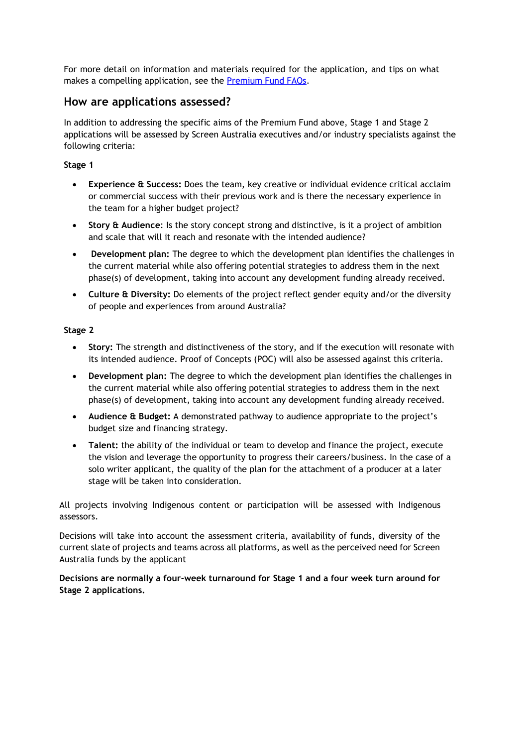For more detail on information and materials required for the application, and tips on what makes a compelling application, see the [Premium Fund FAQs](Premium Fund FAQs).

## How are applications assessed?

In addition to addressing the specific aims of the Premium Fund above, Stage 1 and Stage 2 applications will be assessed by Screen Australia executives and/or industry specialists against the following criteria:

**Stage 1**

- **Experience & Success:** Does the team, key creative or individual evidence critical acclaim or commercial success with their previous work and is there the necessary experience in the team for a higher budget project?
- **Story & Audience**: Is the story concept strong and distinctive, is it a project of ambition and scale that will it reach and resonate with the intended audience?
- **Development plan:** The degree to which the development plan identifies the challenges in the current material while also offering potential strategies to address them in the next phase(s) of development, taking into account any development funding already received.
- **Culture & Diversity:** Do elements of the project reflect gender equity and/or the diversity of people and experiences from around Australia?

**Stage 2**

- **Story:** The strength and distinctiveness of the story, and if the execution will resonate with its intended audience. Proof of Concepts (POC) will also be assessed against this criteria.
- **Development plan:** The degree to which the development plan identifies the challenges in the current material while also offering potential strategies to address them in the next phase(s) of development, taking into account any development funding already received.
- **Audience & Budget:** A demonstrated pathway to audience appropriate to the project's budget size and financing strategy.
- **Talent:** the ability of the individual or team to develop and finance the project, execute the vision and leverage the opportunity to progress their careers/business. In the case of a solo writer applicant, the quality of the plan for the attachment of a producer at a later stage will be taken into consideration.

All projects involving Indigenous content or participation will be assessed with Indigenous assessors.

Decisions will take into account the assessment criteria, availability of funds, diversity of the current slate of projects and teams across all platforms, as well as the perceived need for Screen Australia funds by the applicant

**Decisions are normally a four-week turnaround for Stage 1 and a four week turn around for Stage 2 applications.**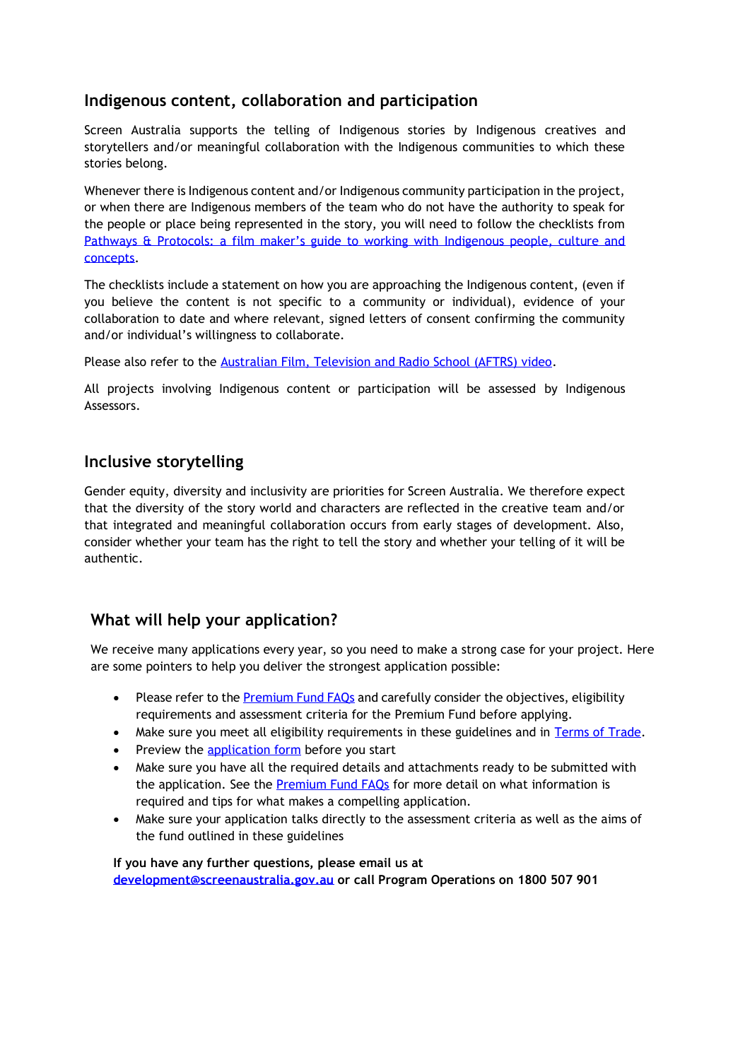## Indigenous content, collaboration and participation

Screen Australia supports the telling of Indigenous stories by Indigenous creatives and storytellers and/or meaningful collaboration with the Indigenous communities to which these stories belong.

Whenever there is Indigenous content and/or Indigenous community participation in the project, or when there are Indigenous members of the team who do not have the authority to speak for the people or place being represented in the story, you will need to follow the checklists from Pathways & Protocols: a film maker's guide to working with Indigenous people, culture and concepts.

The checklists include a statement on how you are approaching the Indigenous content, (even if you believe the content is not specific to a community or individual), evidence of your collaboration to date and where relevant, signed letters of consent confirming the community and/or individual's willingness to collaborate.

Please also refer to the Australian Film, Television and Radio School (AFTRS) video.

All projects involving Indigenous content or participation will be assessed by Indigenous Assessors.

## Inclusive storytelling

Gender equity, diversity and inclusivity are priorities for Screen Australia. We therefore expect that the diversity of the story world and characters are reflected in the creative team and/or that integrated and meaningful collaboration occurs from early stages of development. Also, consider whether your team has the right to tell the story and whether your telling of it will be authentic.

## What will help your application?

We receive many applications every year, so you need to make a strong case for your project. Here are some pointers to help you deliver the strongest application possible:

- Please refer to the Premium Fund FAQs and carefully consider the objectives, eligibility requirements and assessment criteria for the Premium Fund before applying.
- Make sure you meet all eligibility requirements in these guidelines and in Terms of Trade.
- Preview the application form before you start
- Make sure you have all the required details and attachments ready to be submitted with the application. See the Premium Fund FAQs for more detail on what information is required and tips for what makes a compelling application.
- Make sure your application talks directly to the assessment criteria as well as the aims of the fund outlined in these guidelines

**If you have any further questions, please email us at development@screenaustralia.gov.au or call Program Operations on 1800 507 901**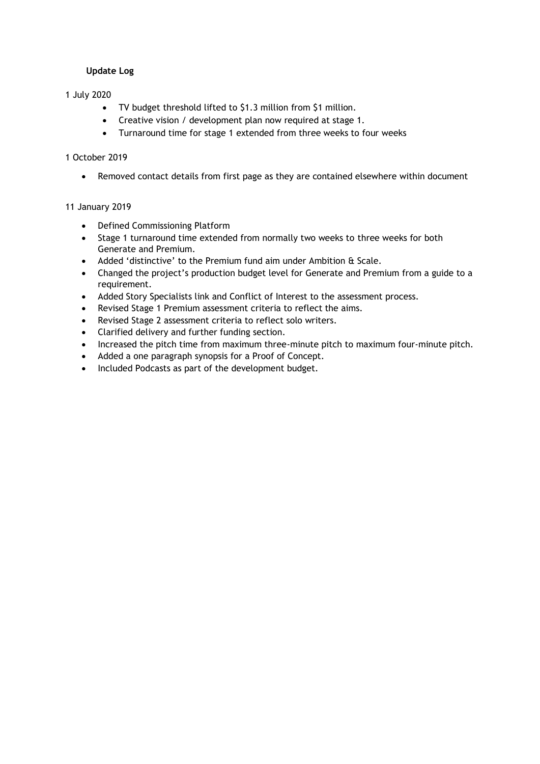## Update Log

1 July 2020

- TV budget threshold lifted to $1.3 million from $1 million.
- Creative vision / development plan now required at stage 1.
- Turnaround time for stage 1 extended from three weeks to four weeks

1 October 2019

- Removed contact details from first page as they are contained elsewhere within document

11 January 2019

- Defined Commissioning Platform
- Stage 1 turnaround time extended from normally two weeks to three weeks for both Generate and Premium.
- Added 'distinctive' to the Premium fund aim under Ambition & Scale.
- Changed the project's production budget level for Generate and Premium from a guide to a requirement.
- Added Story Specialists link and Conflict of Interest to the assessment process.
- Revised Stage 1 Premium assessment criteria to reflect the aims.
- Revised Stage 2 assessment criteria to reflect solo writers.
- Clarified delivery and further funding section.
- Increased the pitch time from maximum three-minute pitch to maximum four-minute pitch.
- Added a one paragraph synopsis for a Proof of Concept.
- Included Podcasts as part of the development budget.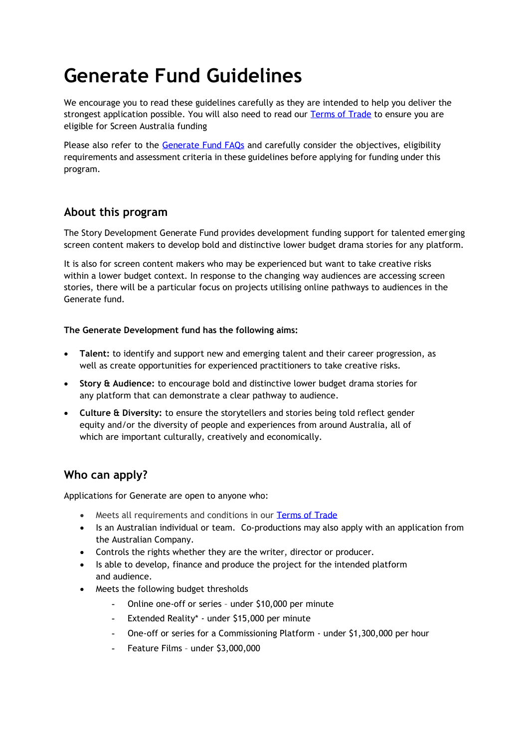# Generate Fund Guidelines

We encourage you to read these guidelines carefully as they are intended to help you deliver the strongest application possible. You will also need to read our [Terms of Trade](#) to ensure you are eligible for Screen Australia funding

Please also refer to the [Generate Fund FAQs](#) and carefully consider the objectives, eligibility requirements and assessment criteria in these guidelines before applying for funding under this program.

## About this program

The Story Development Generate Fund provides development funding support for talented emerging screen content makers to develop bold and distinctive lower budget drama stories for any platform.

It is also for screen content makers who may be experienced but want to take creative risks within a lower budget context. In response to the changing way audiences are accessing screen stories, there will be a particular focus on projects utilising online pathways to audiences in the Generate fund.

**The Generate Development fund has the following aims:**

- **Talent:** to identify and support new and emerging talent and their career progression, as well as create opportunities for experienced practitioners to take creative risks.
- **Story & Audience:** to encourage bold and distinctive lower budget drama stories for any platform that can demonstrate a clear pathway to audience.
- **Culture & Diversity:** to ensure the storytellers and stories being told reflect gender equity and/or the diversity of people and experiences from around Australia, all of which are important culturally, creatively and economically.

## Who can apply?

Applications for Generate are open to anyone who:

- Meets all requirements and conditions in our [Terms of Trade](#)
- Is an Australian individual or team. Co-productions may also apply with an application from the Australian Company.
- Controls the rights whether they are the writer, director or producer.
- Is able to develop, finance and produce the project for the intended platform and audience.
- Meets the following budget thresholds
  - Online one-off or series – under $10,000 per minute
  - Extended Reality* - under $15,000 per minute
  - One-off or series for a Commissioning Platform - under $1,300,000 per hour
  - Feature Films – under $3,000,000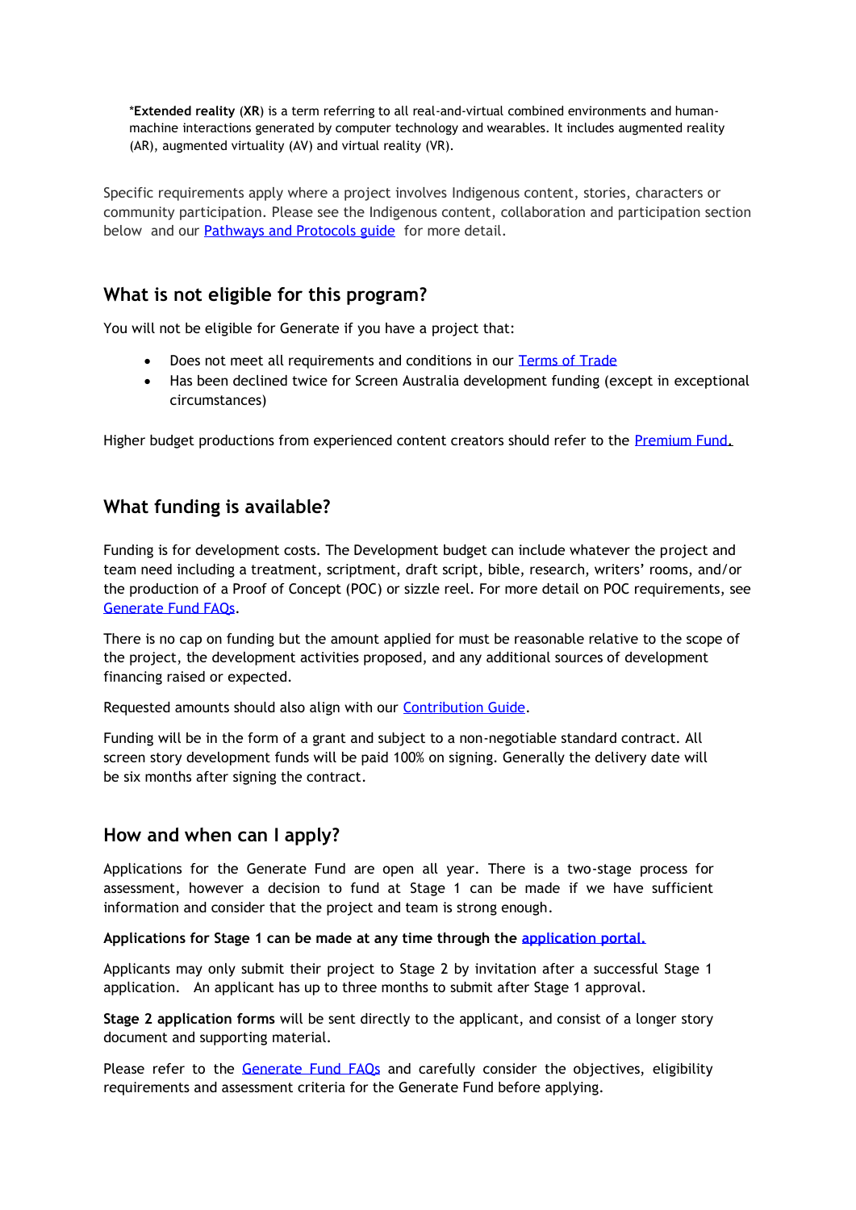*Extended reality (XR) is a term referring to all real-and-virtual combined environments and human-machine interactions generated by computer technology and wearables. It includes augmented reality (AR), augmented virtuality (AV) and virtual reality (VR).

Specific requirements apply where a project involves Indigenous content, stories, characters or community participation. Please see the Indigenous content, collaboration and participation section below and our Pathways and Protocols guide for more detail.

## What is not eligible for this program?

You will not be eligible for Generate if you have a project that:

- Does not meet all requirements and conditions in our Terms of Trade
- Has been declined twice for Screen Australia development funding (except in exceptional circumstances)

Higher budget productions from experienced content creators should refer to the Premium Fund.

## What funding is available?

Funding is for development costs. The Development budget can include whatever the project and team need including a treatment, scriptment, draft script, bible, research, writers' rooms, and/or the production of a Proof of Concept (POC) or sizzle reel. For more detail on POC requirements, see Generate Fund FAQs.

There is no cap on funding but the amount applied for must be reasonable relative to the scope of the project, the development activities proposed, and any additional sources of development financing raised or expected.

Requested amounts should also align with our Contribution Guide.

Funding will be in the form of a grant and subject to a non-negotiable standard contract. All screen story development funds will be paid 100% on signing. Generally the delivery date will be six months after signing the contract.

## How and when can I apply?

Applications for the Generate Fund are open all year. There is a two-stage process for assessment, however a decision to fund at Stage 1 can be made if we have sufficient information and consider that the project and team is strong enough.

**Applications for Stage 1 can be made at any time through the application portal.**

Applicants may only submit their project to Stage 2 by invitation after a successful Stage 1 application. An applicant has up to three months to submit after Stage 1 approval.

**Stage 2 application forms** will be sent directly to the applicant, and consist of a longer story document and supporting material.

Please refer to the Generate Fund FAQs and carefully consider the objectives, eligibility requirements and assessment criteria for the Generate Fund before applying.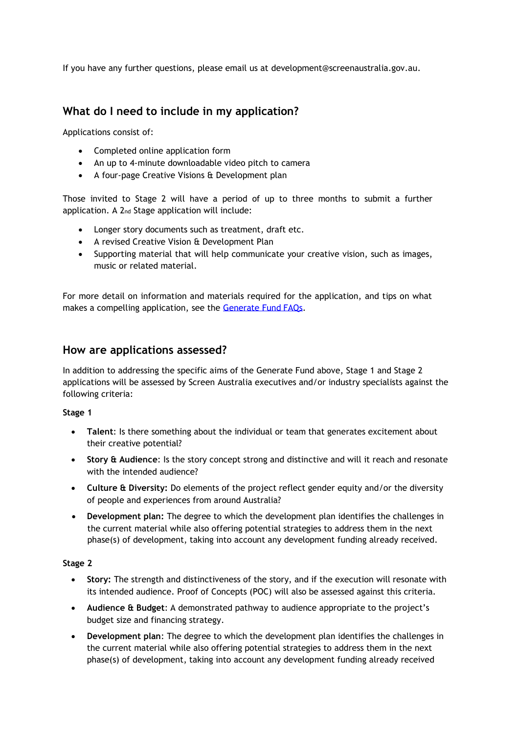If you have any further questions, please email us at development@screenaustralia.gov.au.

## What do I need to include in my application?

Applications consist of:

- Completed online application form
- An up to 4-minute downloadable video pitch to camera
- A four-page Creative Visions & Development plan

Those invited to Stage 2 will have a period of up to three months to submit a further application. A 2nd Stage application will include:

- Longer story documents such as treatment, draft etc.
- A revised Creative Vision & Development Plan
- Supporting material that will help communicate your creative vision, such as images, music or related material.

For more detail on information and materials required for the application, and tips on what makes a compelling application, see the [Generate Fund FAQs](Generate Fund FAQs).

## How are applications assessed?

In addition to addressing the specific aims of the Generate Fund above, Stage 1 and Stage 2 applications will be assessed by Screen Australia executives and/or industry specialists against the following criteria:

**Stage 1**

- **Talent**: Is there something about the individual or team that generates excitement about their creative potential?
- **Story & Audience**: Is the story concept strong and distinctive and will it reach and resonate with the intended audience?
- **Culture & Diversity:** Do elements of the project reflect gender equity and/or the diversity of people and experiences from around Australia?
- **Development plan:** The degree to which the development plan identifies the challenges in the current material while also offering potential strategies to address them in the next phase(s) of development, taking into account any development funding already received.

**Stage 2**

- **Story:** The strength and distinctiveness of the story, and if the execution will resonate with its intended audience. Proof of Concepts (POC) will also be assessed against this criteria.
- **Audience & Budget**: A demonstrated pathway to audience appropriate to the project's budget size and financing strategy.
- **Development plan**: The degree to which the development plan identifies the challenges in the current material while also offering potential strategies to address them in the next phase(s) of development, taking into account any development funding already received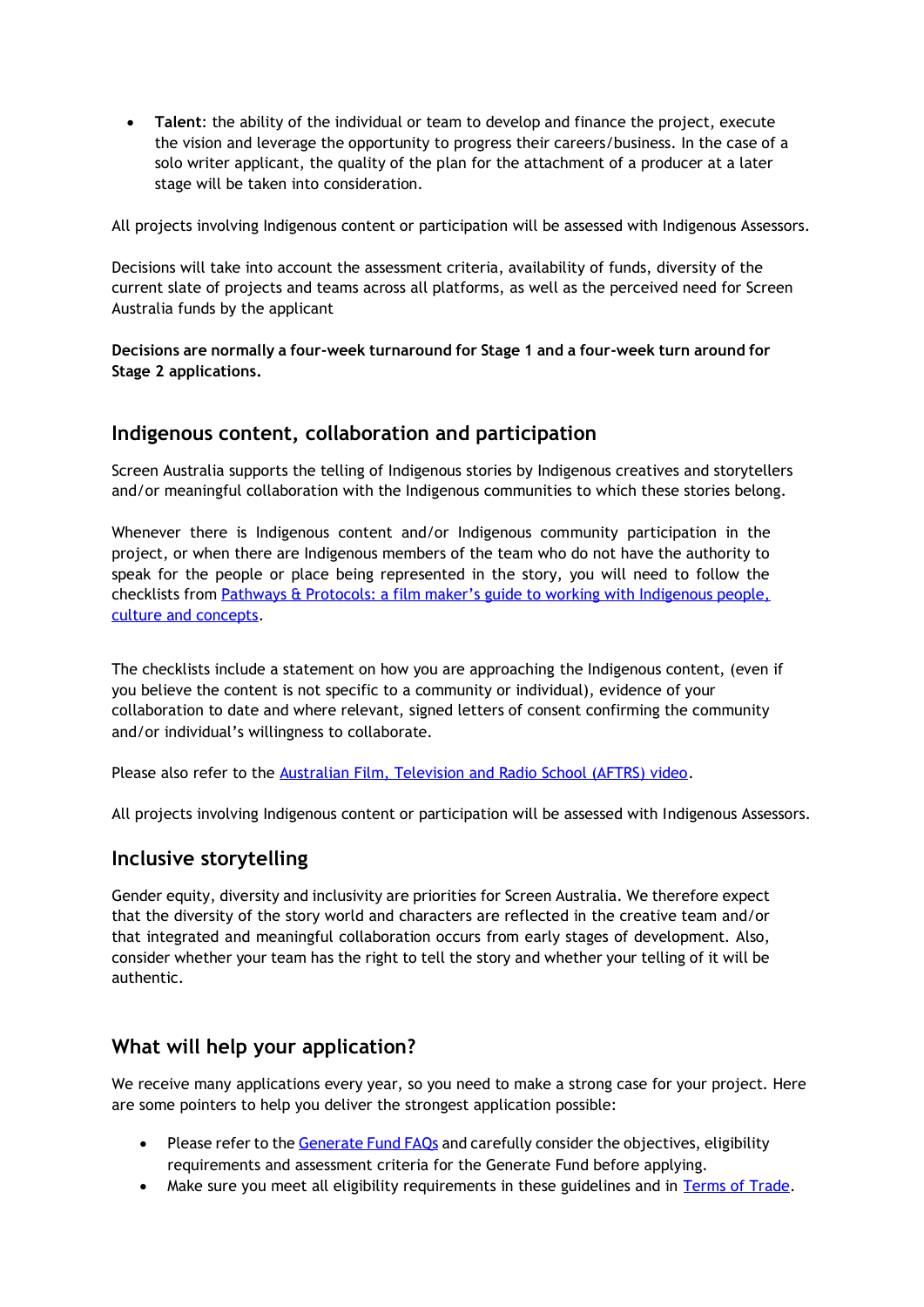- **Talent**: the ability of the individual or team to develop and finance the project, execute the vision and leverage the opportunity to progress their careers/business. In the case of a solo writer applicant, the quality of the plan for the attachment of a producer at a later stage will be taken into consideration.

All projects involving Indigenous content or participation will be assessed with Indigenous Assessors.

Decisions will take into account the assessment criteria, availability of funds, diversity of the current slate of projects and teams across all platforms, as well as the perceived need for Screen Australia funds by the applicant

**Decisions are normally a four-week turnaround for Stage 1 and a four-week turn around for Stage 2 applications.**

## Indigenous content, collaboration and participation

Screen Australia supports the telling of Indigenous stories by Indigenous creatives and storytellers and/or meaningful collaboration with the Indigenous communities to which these stories belong.

Whenever there is Indigenous content and/or Indigenous community participation in the project, or when there are Indigenous members of the team who do not have the authority to speak for the people or place being represented in the story, you will need to follow the checklists from [Pathways & Protocols: a film maker's guide to working with Indigenous people, culture and concepts](#).

The checklists include a statement on how you are approaching the Indigenous content, (even if you believe the content is not specific to a community or individual), evidence of your collaboration to date and where relevant, signed letters of consent confirming the community and/or individual's willingness to collaborate.

Please also refer to the [Australian Film, Television and Radio School (AFTRS) video](#).

All projects involving Indigenous content or participation will be assessed with Indigenous Assessors.

## Inclusive storytelling

Gender equity, diversity and inclusivity are priorities for Screen Australia. We therefore expect that the diversity of the story world and characters are reflected in the creative team and/or that integrated and meaningful collaboration occurs from early stages of development. Also, consider whether your team has the right to tell the story and whether your telling of it will be authentic.

## What will help your application?

We receive many applications every year, so you need to make a strong case for your project. Here are some pointers to help you deliver the strongest application possible:

- Please refer to the [Generate Fund FAQs](#) and carefully consider the objectives, eligibility requirements and assessment criteria for the Generate Fund before applying.
- Make sure you meet all eligibility requirements in these guidelines and in [Terms of Trade](#).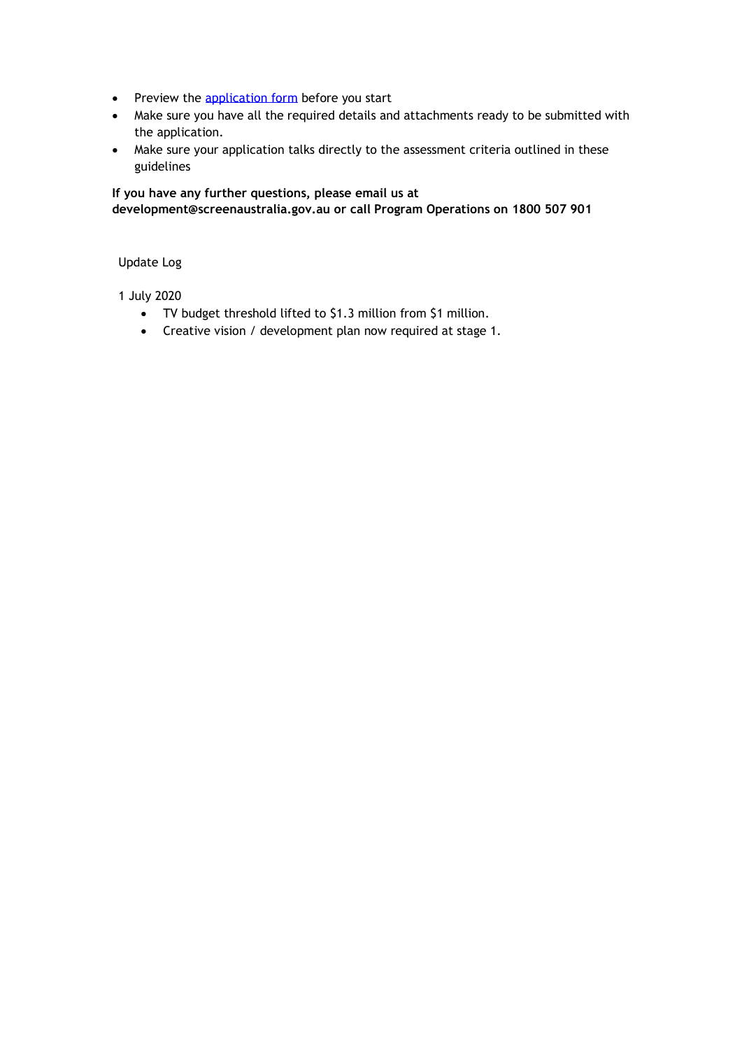- Preview the [application form](application form) before you start
- Make sure you have all the required details and attachments ready to be submitted with the application.
- Make sure your application talks directly to the assessment criteria outlined in these guidelines

**If you have any further questions, please email us at development@screenaustralia.gov.au or call Program Operations on 1800 507 901**

Update Log

1 July 2020

- TV budget threshold lifted to $1.3 million from $1 million.
- Creative vision / development plan now required at stage 1.